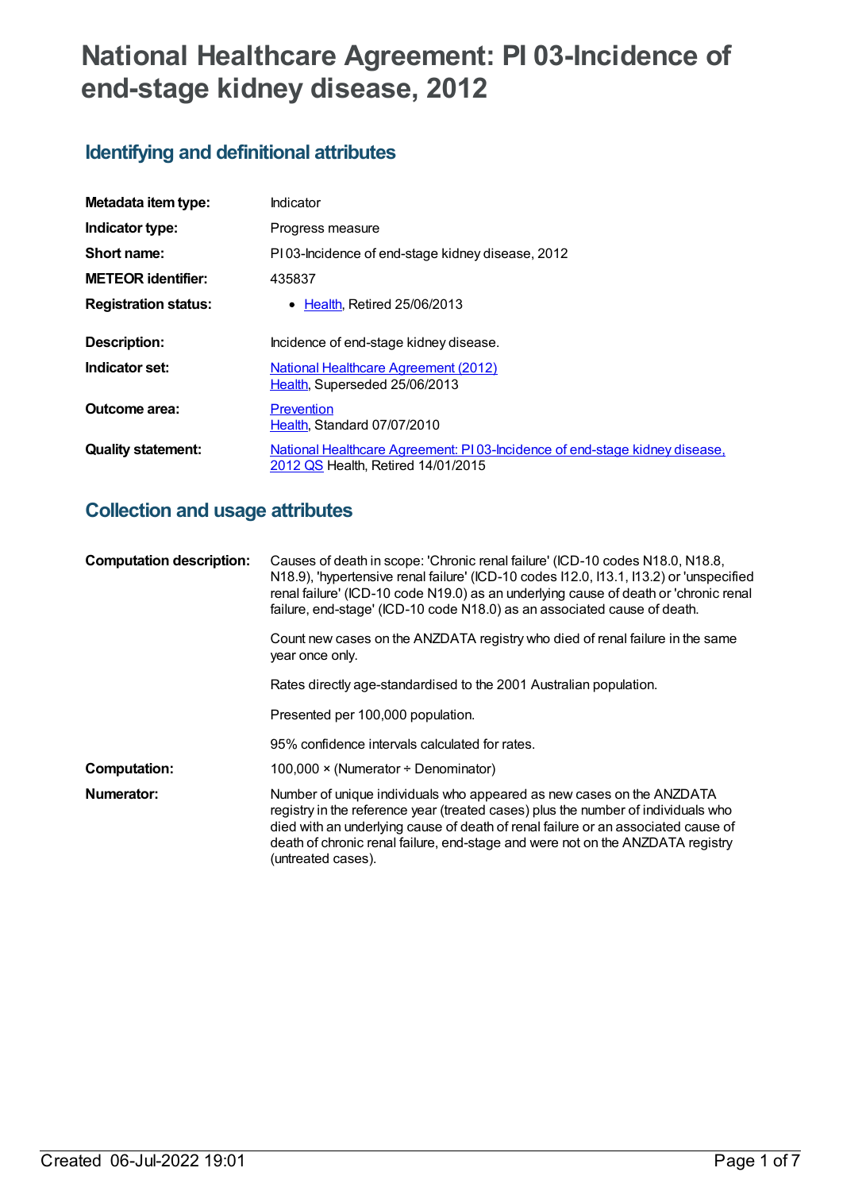# National Healthcare Agreement: PI 03-Incidence of end-stage kidney disease, 2012

## Identifying and definitional attributes

| | |
|---|---|
| **Metadata item type:** | Indicator |
| **Indicator type:** | Progress measure |
| **Short name:** | PI 03-Incidence of end-stage kidney disease, 2012 |
| **METEOR identifier:** | 435837 |
| **Registration status:** | • Health, Retired 25/06/2013 |
| **Description:** | Incidence of end-stage kidney disease. |
| **Indicator set:** | National Healthcare Agreement (2012) Health, Superseded 25/06/2013 |
| **Outcome area:** | Prevention Health, Standard 07/07/2010 |
| **Quality statement:** | National Healthcare Agreement: PI 03-Incidence of end-stage kidney disease, 2012 QS Health, Retired 14/01/2015 |

## Collection and usage attributes

**Computation description:**

Causes of death in scope: 'Chronic renal failure' (ICD-10 codes N18.0, N18.8, N18.9), 'hypertensive renal failure' (ICD-10 codes I12.0, I13.1, I13.2) or 'unspecified renal failure' (ICD-10 code N19.0) as an underlying cause of death or 'chronic renal failure, end-stage' (ICD-10 code N18.0) as an associated cause of death.

Count new cases on the ANZDATA registry who died of renal failure in the same year once only.

Rates directly age-standardised to the 2001 Australian population.

Presented per 100,000 population.

95% confidence intervals calculated for rates.

**Computation:** 100,000 × (Numerator ÷ Denominator)

**Numerator:** Number of unique individuals who appeared as new cases on the ANZDATA registry in the reference year (treated cases) plus the number of individuals who died with an underlying cause of death of renal failure or an associated cause of death of chronic renal failure, end-stage and were not on the ANZDATA registry (untreated cases).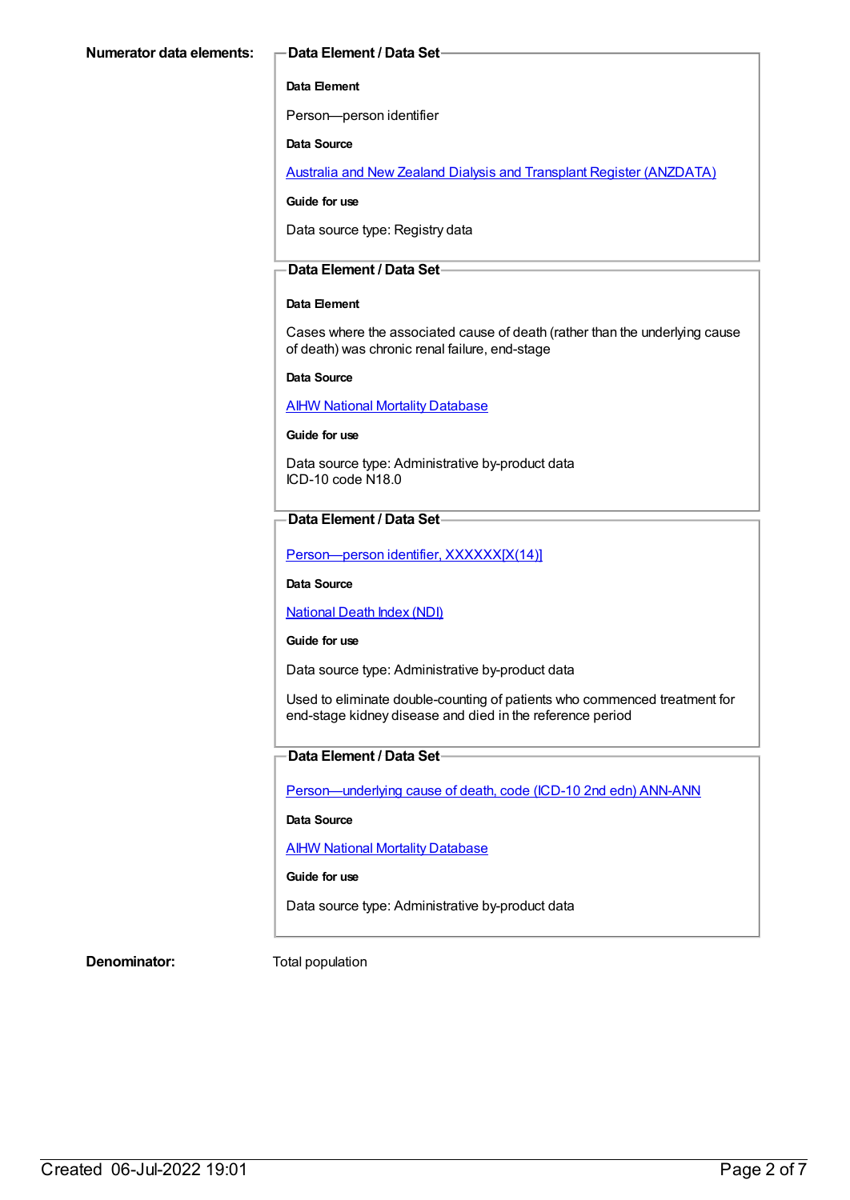**Numerator data elements:**

**Data Element / Data Set**

**Data Element**

Person—person identifier

**Data Source**

Australia and New Zealand Dialysis and Transplant Register (ANZDATA)

**Guide for use**

Data source type: Registry data

**Data Element / Data Set**

**Data Element**

Cases where the associated cause of death (rather than the underlying cause of death) was chronic renal failure, end-stage

**Data Source**

AIHW National Mortality Database

**Guide for use**

Data source type: Administrative by-product data
ICD-10 code N18.0

**Data Element / Data Set**

Person—person identifier, XXXXXX[X(14)]

**Data Source**

National Death Index (NDI)

**Guide for use**

Data source type: Administrative by-product data

Used to eliminate double-counting of patients who commenced treatment for end-stage kidney disease and died in the reference period

**Data Element / Data Set**

Person—underlying cause of death, code (ICD-10 2nd edn) ANN-ANN

**Data Source**

AIHW National Mortality Database

**Guide for use**

Data source type: Administrative by-product data

**Denominator:** Total population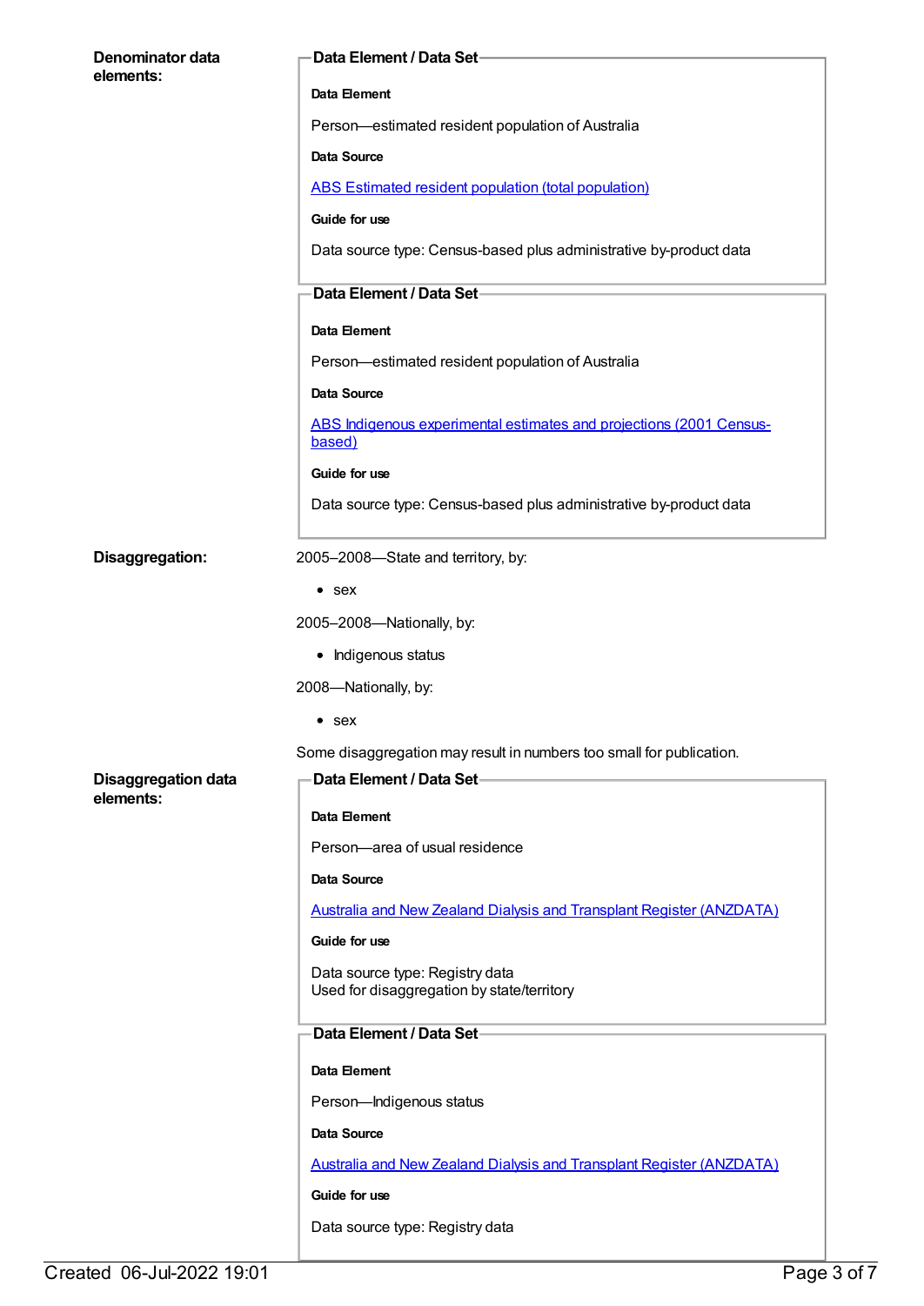**Denominator data elements:**

**Data Element / Data Set**

**Data Element**

Person—estimated resident population of Australia

**Data Source**

[ABS Estimated resident population (total population)]

**Guide for use**

Data source type: Census-based plus administrative by-product data

**Data Element / Data Set**

**Data Element**

Person—estimated resident population of Australia

**Data Source**

[ABS Indigenous experimental estimates and projections (2001 Census-based)]

**Guide for use**

Data source type: Census-based plus administrative by-product data

**Disaggregation:**

2005–2008—State and territory, by:

- sex

2005–2008—Nationally, by:

- Indigenous status

2008—Nationally, by:

- sex

Some disaggregation may result in numbers too small for publication.

**Disaggregation data elements:**

**Data Element / Data Set**

**Data Element**

Person—area of usual residence

**Data Source**

[Australia and New Zealand Dialysis and Transplant Register (ANZDATA)]

**Guide for use**

Data source type: Registry data
Used for disaggregation by state/territory

**Data Element / Data Set**

**Data Element**

Person—Indigenous status

**Data Source**

[Australia and New Zealand Dialysis and Transplant Register (ANZDATA)]

**Guide for use**

Data source type: Registry data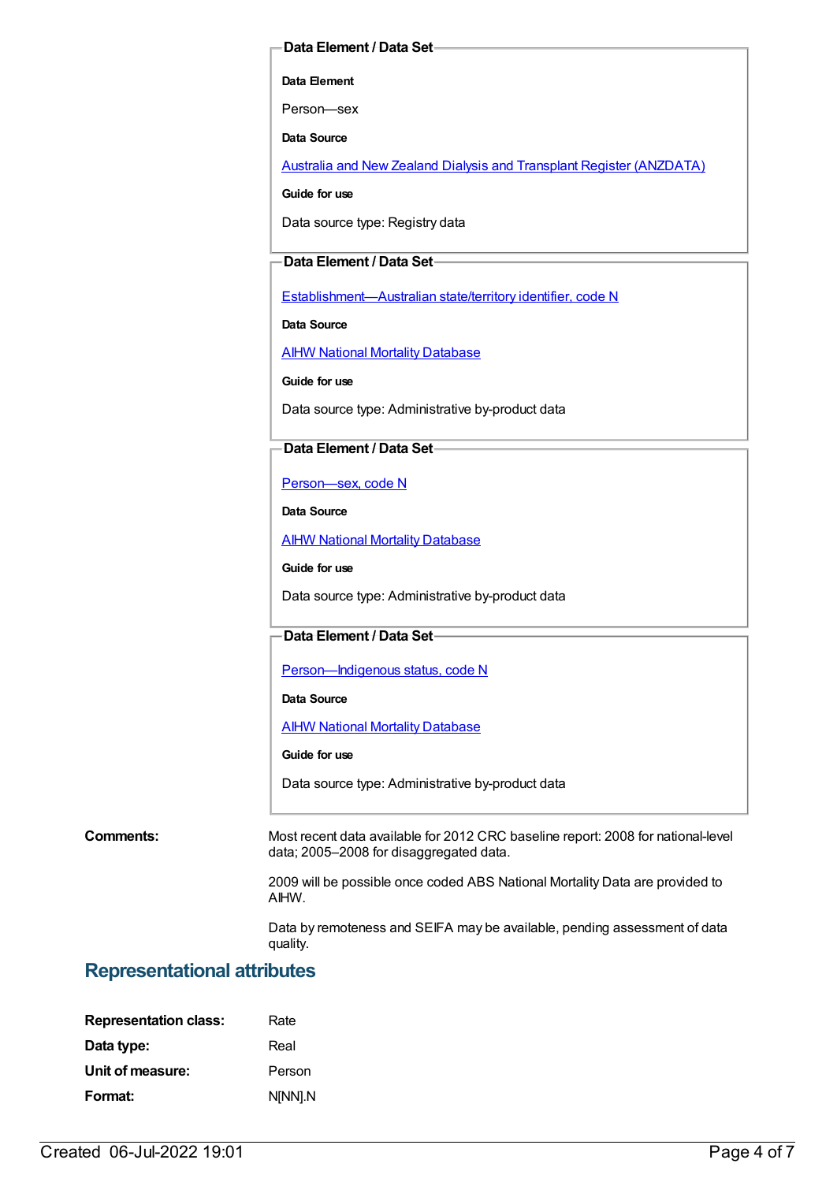**Data Element / Data Set**

**Data Element**

Person—sex

**Data Source**

Australia and New Zealand Dialysis and Transplant Register (ANZDATA)

**Guide for use**

Data source type: Registry data

**Data Element / Data Set**

Establishment—Australian state/territory identifier, code N

**Data Source**

AIHW National Mortality Database

**Guide for use**

Data source type: Administrative by-product data

**Data Element / Data Set**

Person—sex, code N

**Data Source**

AIHW National Mortality Database

**Guide for use**

Data source type: Administrative by-product data

**Data Element / Data Set**

Person—Indigenous status, code N

**Data Source**

AIHW National Mortality Database

**Guide for use**

Data source type: Administrative by-product data

**Comments:**

Most recent data available for 2012 CRC baseline report: 2008 for national-level data; 2005–2008 for disaggregated data.

2009 will be possible once coded ABS National Mortality Data are provided to AIHW.

Data by remoteness and SEIFA may be available, pending assessment of data quality.

## Representational attributes

| | |
|---|---|
| **Representation class:** | Rate |
| **Data type:** | Real |
| **Unit of measure:** | Person |
| **Format:** | N[NN].N |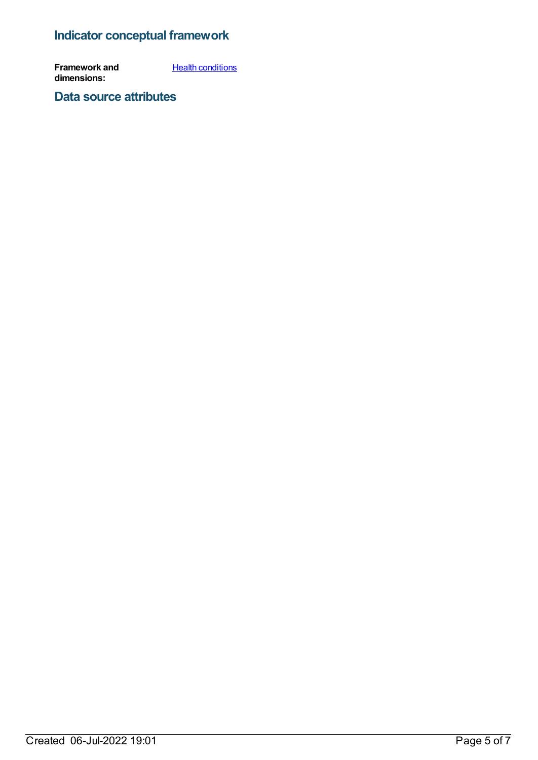## Indicator conceptual framework

**Framework and dimensions:** [Health conditions]

## Data source attributes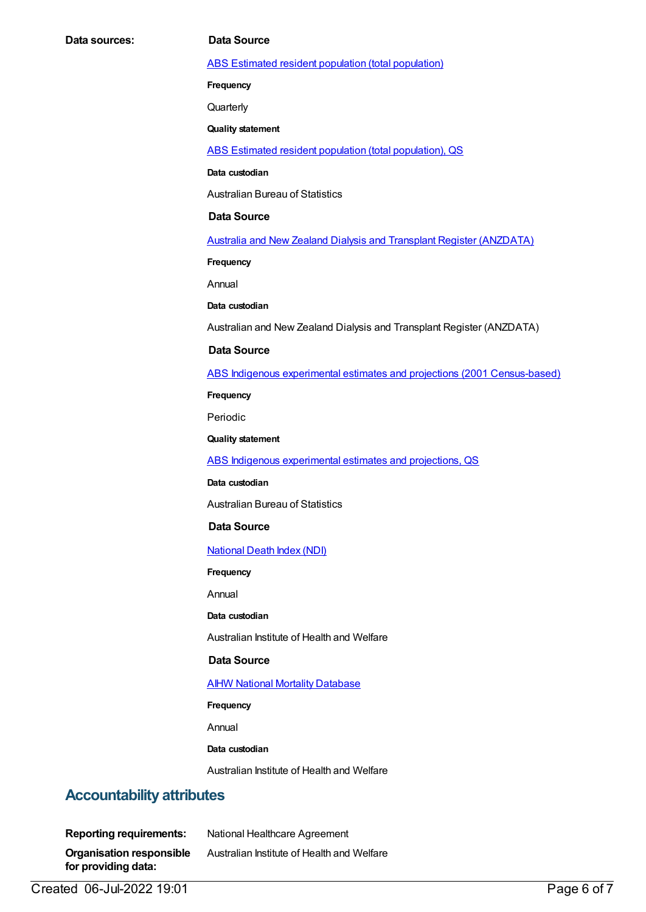**Data sources:**

**Data Source**

ABS Estimated resident population (total population)

**Frequency**

Quarterly

**Quality statement**

ABS Estimated resident population (total population), QS

**Data custodian**

Australian Bureau of Statistics

**Data Source**

Australia and New Zealand Dialysis and Transplant Register (ANZDATA)

**Frequency**

Annual

**Data custodian**

Australian and New Zealand Dialysis and Transplant Register (ANZDATA)

**Data Source**

ABS Indigenous experimental estimates and projections (2001 Census-based)

**Frequency**

Periodic

**Quality statement**

ABS Indigenous experimental estimates and projections, QS

**Data custodian**

Australian Bureau of Statistics

**Data Source**

National Death Index (NDI)

**Frequency**

Annual

**Data custodian**

Australian Institute of Health and Welfare

**Data Source**

AIHW National Mortality Database

**Frequency**

Annual

**Data custodian**

Australian Institute of Health and Welfare

## Accountability attributes

**Reporting requirements:** National Healthcare Agreement

**Organisation responsible for providing data:** Australian Institute of Health and Welfare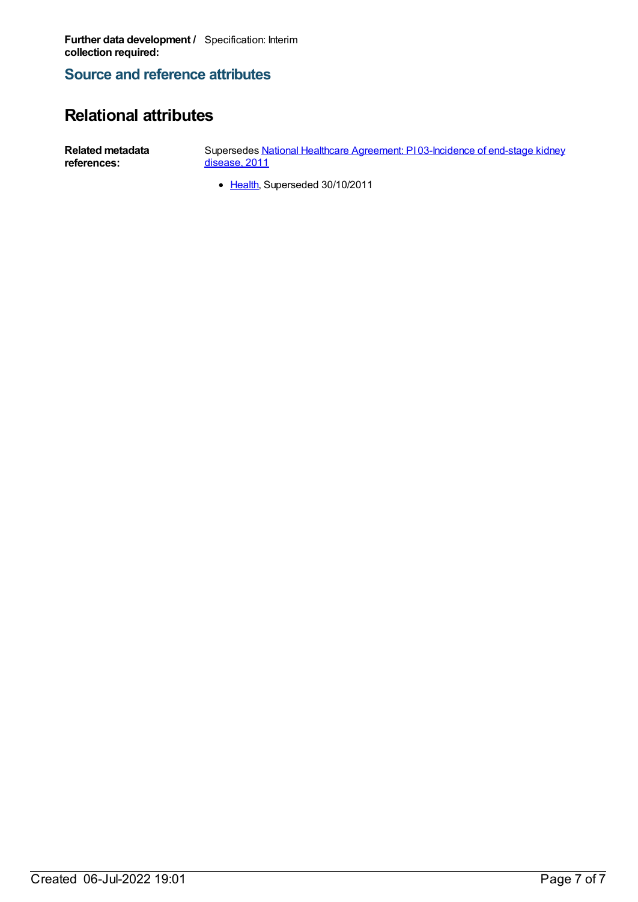**Further data development / collection required:** Specification: Interim

### Source and reference attributes

## Relational attributes

**Related metadata references:** Supersedes National Healthcare Agreement: PI 03-Incidence of end-stage kidney disease, 2011

- Health, Superseded 30/10/2011